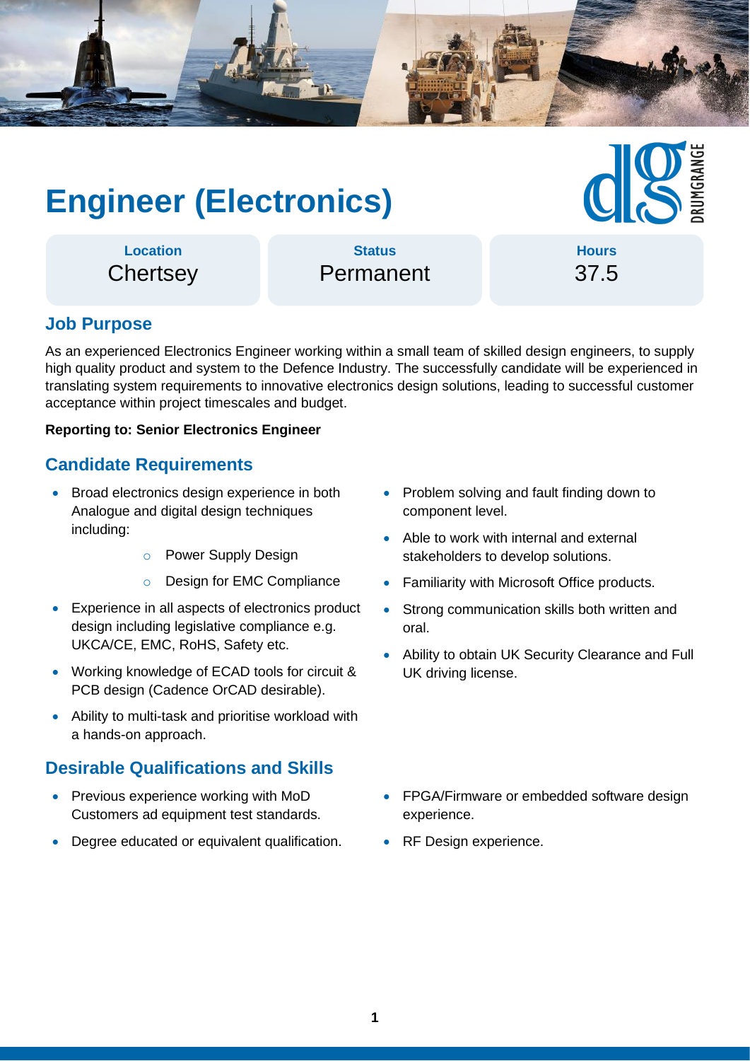# Engineer (Electronics)

| Location | Status | Hours |
|---|---|---|
| Chertsey | Permanent | 37.5 |

## Job Purpose

As an experienced Electronics Engineer working within a small team of skilled design engineers, to supply high quality product and system to the Defence Industry. The successfully candidate will be experienced in translating system requirements to innovative electronics design solutions, leading to successful customer acceptance within project timescales and budget.

**Reporting to: Senior Electronics Engineer**

## Candidate Requirements

- Broad electronics design experience in both Analogue and digital design techniques including:
  - Power Supply Design
  - Design for EMC Compliance
- Experience in all aspects of electronics product design including legislative compliance e.g. UKCA/CE, EMC, RoHS, Safety etc.
- Working knowledge of ECAD tools for circuit & PCB design (Cadence OrCAD desirable).
- Ability to multi-task and prioritise workload with a hands-on approach.
- Problem solving and fault finding down to component level.
- Able to work with internal and external stakeholders to develop solutions.
- Familiarity with Microsoft Office products.
- Strong communication skills both written and oral.
- Ability to obtain UK Security Clearance and Full UK driving license.

## Desirable Qualifications and Skills

- Previous experience working with MoD Customers ad equipment test standards.
- Degree educated or equivalent qualification.
- FPGA/Firmware or embedded software design experience.
- RF Design experience.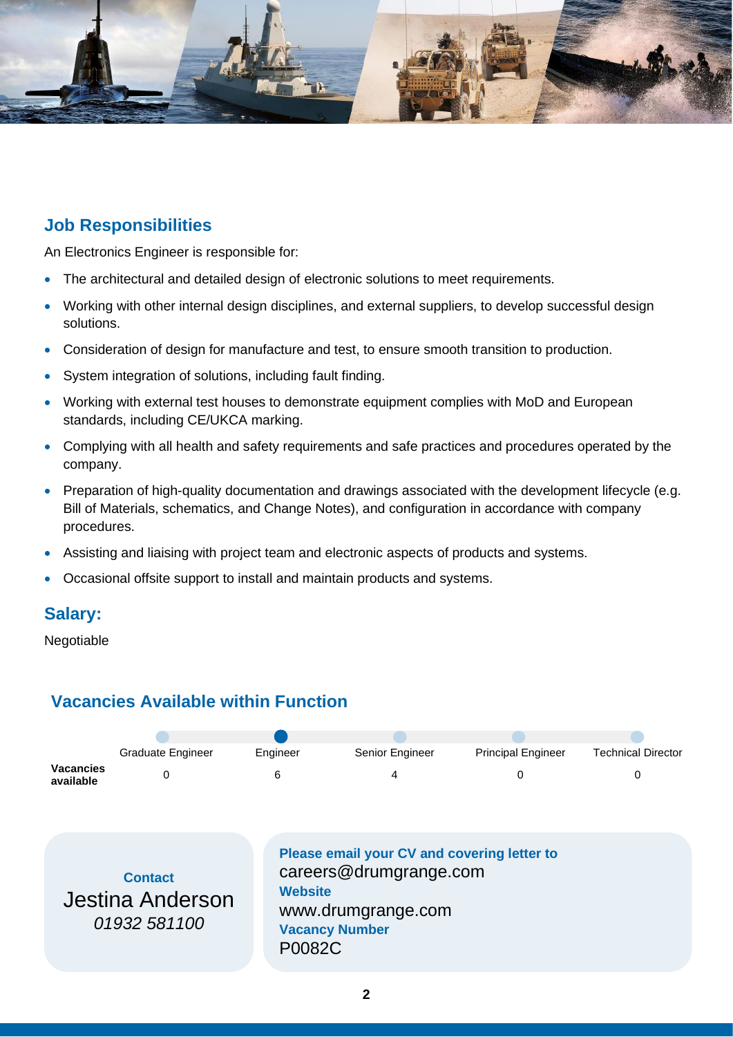## Job Responsibilities

An Electronics Engineer is responsible for:

- The architectural and detailed design of electronic solutions to meet requirements.
- Working with other internal design disciplines, and external suppliers, to develop successful design solutions.
- Consideration of design for manufacture and test, to ensure smooth transition to production.
- System integration of solutions, including fault finding.
- Working with external test houses to demonstrate equipment complies with MoD and European standards, including CE/UKCA marking.
- Complying with all health and safety requirements and safe practices and procedures operated by the company.
- Preparation of high-quality documentation and drawings associated with the development lifecycle (e.g. Bill of Materials, schematics, and Change Notes), and configuration in accordance with company procedures.
- Assisting and liaising with project team and electronic aspects of products and systems.
- Occasional offsite support to install and maintain products and systems.

## Salary:

Negotiable

## Vacancies Available within Function

| | Graduate Engineer | Engineer | Senior Engineer | Principal Engineer | Technical Director |
|---|---|---|---|---|---|
| **Vacancies available** | 0 | 6 | 4 | 0 | 0 |

**Contact**
Jestina Anderson
*01932 581100*

**Please email your CV and covering letter to**
careers@drumgrange.com

**Website**
www.drumgrange.com

**Vacancy Number**
P0082C